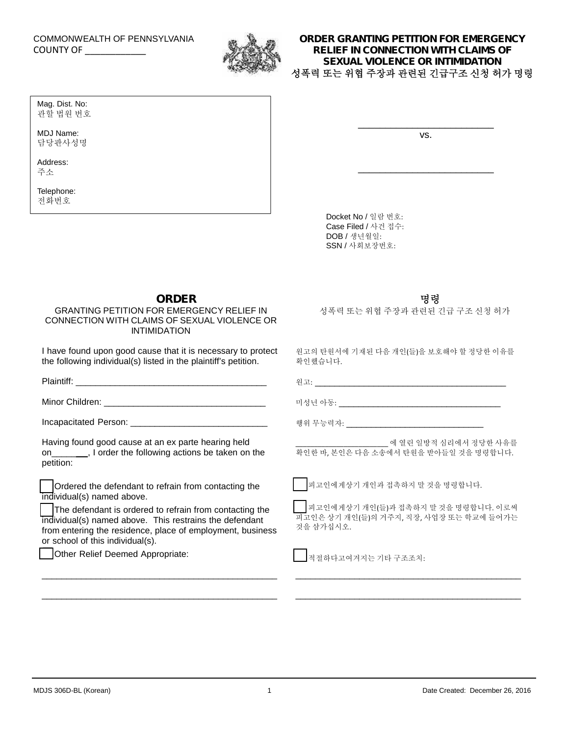COMMONWEALTH OF PENNSYLVANIA
COUNTY OF ____________

## ORDER GRANTING PETITION FOR EMERGENCY RELIEF IN CONNECTION WITH CLAIMS OF SEXUAL VIOLENCE OR INTIMIDATION
## 성폭력 또는 위협 주장과 관련된 긴급구조 신청 허가 명령

Mag. Dist. No:
관할 법원 번호

MDJ Name:
담당판사성명

Address:
주소

Telephone:
전화번호

____________________________
vs.
____________________________

Docket No / 일람 번호:
Case Filed / 사건 접수:
DOB / 생년월일:
SSN / 사회보장번호:

### ORDER
GRANTING PETITION FOR EMERGENCY RELIEF IN CONNECTION WITH CLAIMS OF SEXUAL VIOLENCE OR INTIMIDATION

### 명령
성폭력 또는 위협 주장과 관련된 긴급 구조 신청 허가

I have found upon good cause that it is necessary to protect the following individual(s) listed in the plaintiff's petition.

원고의 탄원서에 기재된 다음 개인(들)을 보호해야 할 정당한 이유를 확인했습니다.

Plaintiff: ________________________________________

원고: ________________________________________

Minor Children: ________________________________

미성년 아동: ________________________________

Incapacitated Person: ___________________________

행위 무능력자: ___________________________

Having found good cause at an ex parte hearing held on________, I order the following actions be taken on the petition:

____________________ 에 열린 일방적 심리에서 정당한 사유를 확인한 바, 본인은 다음 소송에서 탄원을 받아들일 것을 명령합니다.

☐ Ordered the defendant to refrain from contacting the individual(s) named above.

☐ 피고인에게상기 개인과 접촉하지 말 것을 명령합니다.

☐ The defendant is ordered to refrain from contacting the individual(s) named above. This restrains the defendant from entering the residence, place of employment, business or school of this individual(s).

☐ 피고인에게상기 개인(들)과 접촉하지 말 것을 명령합니다. 이로써 피고인은 상기 개인(들)의 거주지, 직장, 사업장 또는 학교에 들어가는 것을 삼가십시오.

☐ Other Relief Deemed Appropriate:

__________________________________________________

__________________________________________________

☐ 적절하다고여겨지는 기타 구조조치:

__________________________________________________

__________________________________________________

MDJS 306D-BL (Korean) Date Created: December 26, 2016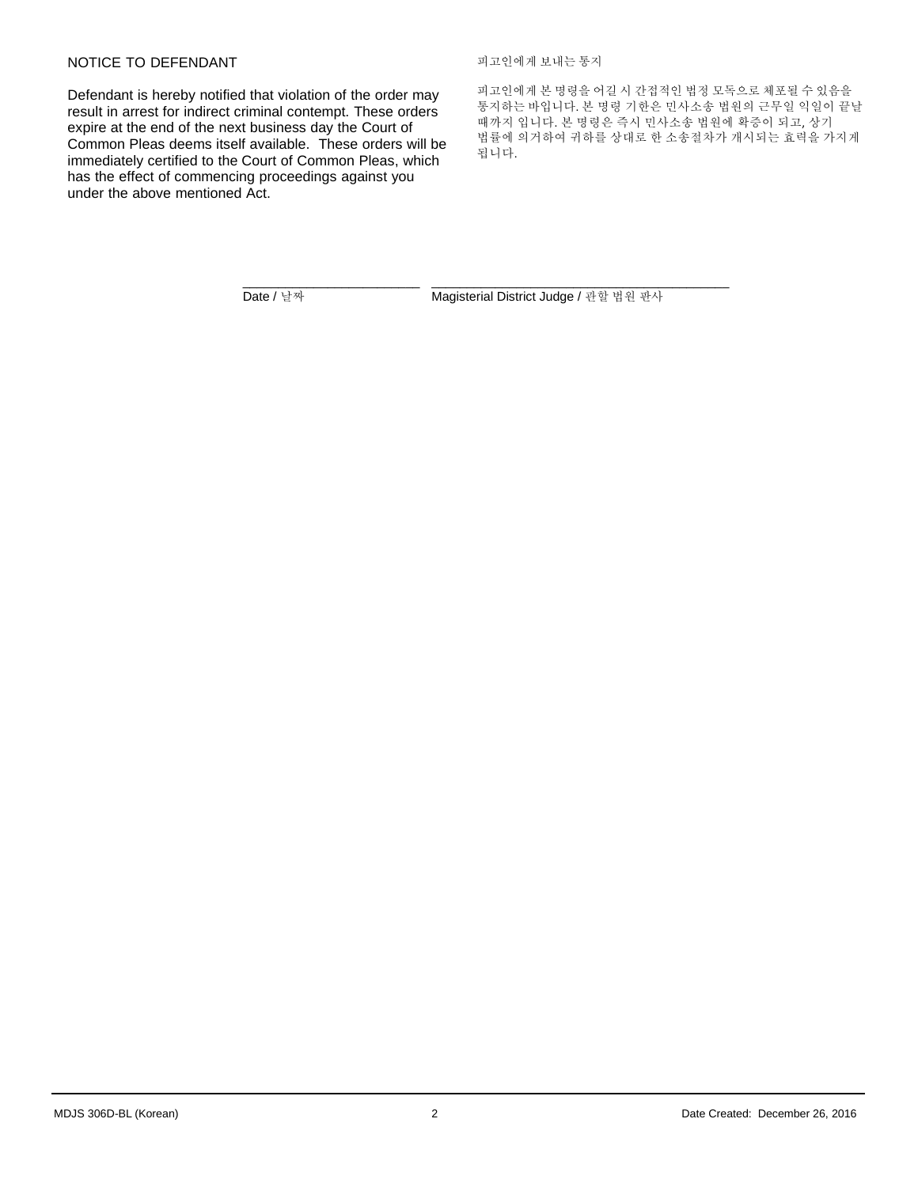NOTICE TO DEFENDANT

Defendant is hereby notified that violation of the order may result in arrest for indirect criminal contempt. These orders expire at the end of the next business day the Court of Common Pleas deems itself available. These orders will be immediately certified to the Court of Common Pleas, which has the effect of commencing proceedings against you under the above mentioned Act.

피고인에게 보내는 통지

피고인에게 본 명령을 어길 시 간접적인 법정 모독으로 체포될 수 있음을 통지하는 바입니다. 본 명령 기한은 민사소송 법원의 근무일 익일이 끝날 때까지 입니다. 본 명령은 즉시 민사소송 법원에 확증이 되고, 상기 법률에 의거하여 귀하를 상대로 한 소송절차가 개시되는 효력을 가지게 됩니다.

\_\_\_\_\_\_\_\_\_\_\_\_\_\_\_\_\_\_\_\_\_\_\_\_ \_\_\_\_\_\_\_\_\_\_\_\_\_\_\_\_\_\_\_\_\_\_\_\_\_\_\_\_\_\_\_\_\_\_\_\_\_\_\_\_\_\_

Date / 날짜 Magisterial District Judge / 관할 법원 판사

MDJS 306D-BL (Korean) Date Created: December 26, 2016